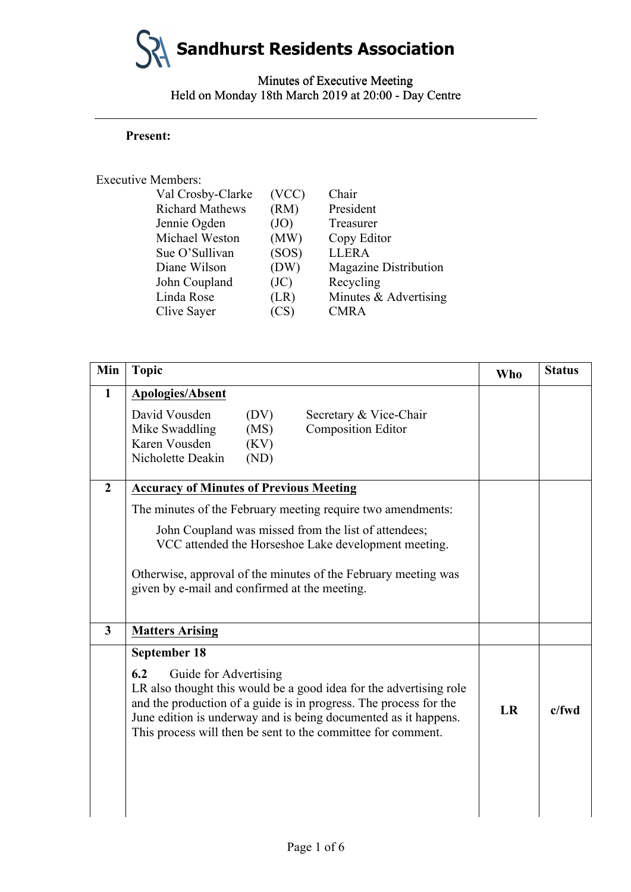# Sandhurst Residents Association

Minutes of Executive Meeting
Held on Monday 18th March 2019 at 20:00 - Day Centre

---

**Present:**

Executive Members:

| Name | Initials | Role |
|---|---|---|
| Val Crosby-Clarke | (VCC) | Chair |
| Richard Mathews | (RM) | President |
| Jennie Ogden | (JO) | Treasurer |
| Michael Weston | (MW) | Copy Editor |
| Sue O'Sullivan | (SOS) | LLERA |
| Diane Wilson | (DW) | Magazine Distribution |
| John Coupland | (JC) | Recycling |
| Linda Rose | (LR) | Minutes & Advertising |
| Clive Sayer | (CS) | CMRA |

| Min | Topic | Who | Status |
|---|---|---|---|
| 1 | **Apologies/Absent**<br>David Vousden (DV) Secretary & Vice-Chair<br>Mike Swaddling (MS) Composition Editor<br>Karen Vousden (KV)<br>Nicholette Deakin (ND) | | |
| 2 | **Accuracy of Minutes of Previous Meeting**<br>The minutes of the February meeting require two amendments:<br>John Coupland was missed from the list of attendees;<br>VCC attended the Horseshoe Lake development meeting.<br>Otherwise, approval of the minutes of the February meeting was given by e-mail and confirmed at the meeting. | | |
| 3 | **Matters Arising** | | |
| | **September 18**<br>**6.2** Guide for Advertising<br>LR also thought this would be a good idea for the advertising role and the production of a guide is in progress. The process for the June edition is underway and is being documented as it happens. This process will then be sent to the committee for comment. | **LR** | **c/fwd** |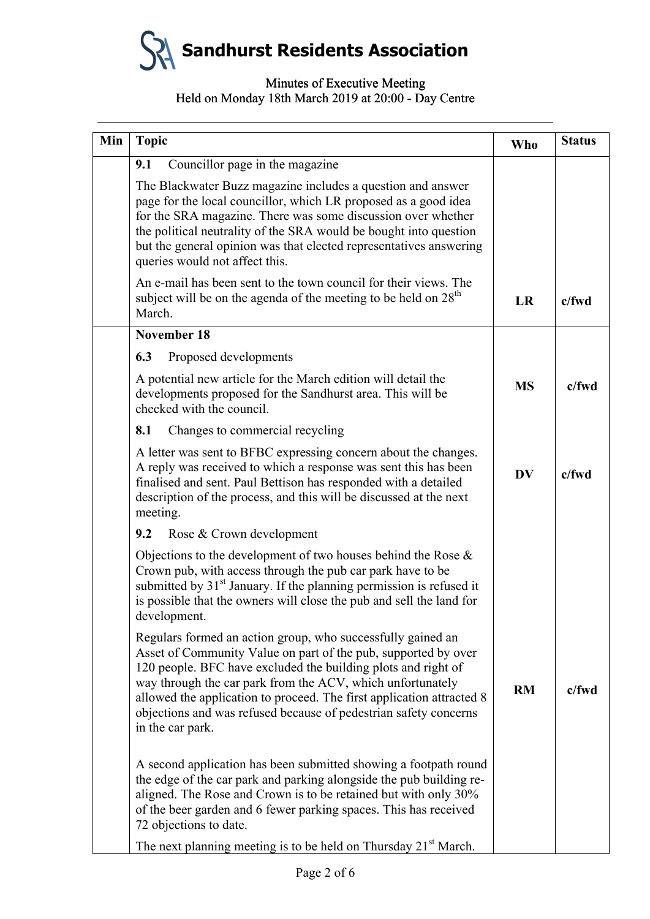# Sandhurst Residents Association

Minutes of Executive Meeting
Held on Monday 18th March 2019 at 20:00 - Day Centre

| Min | Topic | Who | Status |
|---|---|---|---|
| | **9.1** Councillor page in the magazine<br><br>The Blackwater Buzz magazine includes a question and answer page for the local councillor, which LR proposed as a good idea for the SRA magazine. There was some discussion over whether the political neutrality of the SRA would be bought into question but the general opinion was that elected representatives answering queries would not affect this.<br><br>An e-mail has been sent to the town council for their views. The subject will be on the agenda of the meeting to be held on 28th March. | **LR** | **c/fwd** |
| | **November 18**<br><br>**6.3** Proposed developments<br><br>A potential new article for the March edition will detail the developments proposed for the Sandhurst area. This will be checked with the council. | **MS** | **c/fwd** |
| | **8.1** Changes to commercial recycling<br><br>A letter was sent to BFBC expressing concern about the changes. A reply was received to which a response was sent this has been finalised and sent. Paul Bettison has responded with a detailed description of the process, and this will be discussed at the next meeting. | **DV** | **c/fwd** |
| | **9.2** Rose & Crown development<br><br>Objections to the development of two houses behind the Rose & Crown pub, with access through the pub car park have to be submitted by 31st January. If the planning permission is refused it is possible that the owners will close the pub and sell the land for development.<br><br>Regulars formed an action group, who successfully gained an Asset of Community Value on part of the pub, supported by over 120 people. BFC have excluded the building plots and right of way through the car park from the ACV, which unfortunately allowed the application to proceed. The first application attracted 8 objections and was refused because of pedestrian safety concerns in the car park.<br><br>A second application has been submitted showing a footpath round the edge of the car park and parking alongside the pub building re-aligned. The Rose and Crown is to be retained but with only 30% of the beer garden and 6 fewer parking spaces. This has received 72 objections to date.<br><br>The next planning meeting is to be held on Thursday 21st March. | **RM** | **c/fwd** |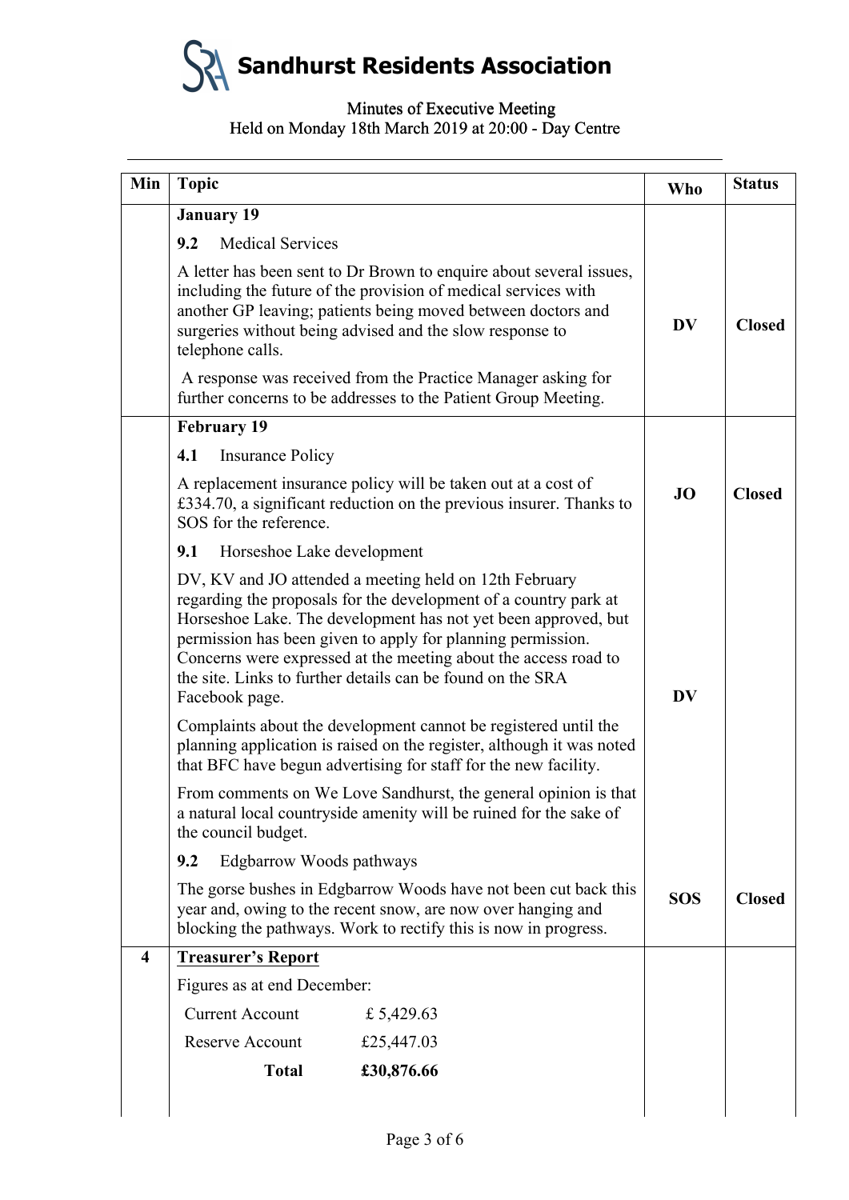# Sandhurst Residents Association

Minutes of Executive Meeting
Held on Monday 18th March 2019 at 20:00 - Day Centre

| Min | Topic | Who | Status |
|---|---|---|---|
| | **January 19** | | |
| | **9.2** Medical Services | | |
| | A letter has been sent to Dr Brown to enquire about several issues, including the future of the provision of medical services with another GP leaving; patients being moved between doctors and surgeries without being advised and the slow response to telephone calls. | **DV** | **Closed** |
| | A response was received from the Practice Manager asking for further concerns to be addresses to the Patient Group Meeting. | | |
| | **February 19** | | |
| | **4.1** Insurance Policy | | |
| | A replacement insurance policy will be taken out at a cost of £334.70, a significant reduction on the previous insurer. Thanks to SOS for the reference. | **JO** | **Closed** |
| | **9.1** Horseshoe Lake development | | |
| | DV, KV and JO attended a meeting held on 12th February regarding the proposals for the development of a country park at Horseshoe Lake. The development has not yet been approved, but permission has been given to apply for planning permission. Concerns were expressed at the meeting about the access road to the site. Links to further details can be found on the SRA Facebook page. | **DV** | |
| | Complaints about the development cannot be registered until the planning application is raised on the register, although it was noted that BFC have begun advertising for staff for the new facility. | | |
| | From comments on We Love Sandhurst, the general opinion is that a natural local countryside amenity will be ruined for the sake of the council budget. | | |
| | **9.2** Edgbarrow Woods pathways | | |
| | The gorse bushes in Edgbarrow Woods have not been cut back this year and, owing to the recent snow, are now over hanging and blocking the pathways. Work to rectify this is now in progress. | **SOS** | **Closed** |
| **4** | **Treasurer's Report** | | |
| | Figures as at end December: | | |
| | Current Account £ 5,429.63 | | |
| | Reserve Account £25,447.03 | | |
| | **Total** **£30,876.66** | | |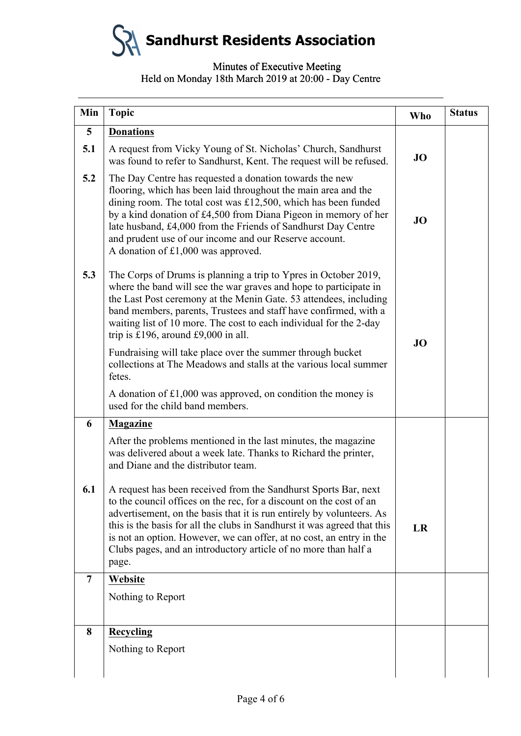# Sandhurst Residents Association

Minutes of Executive Meeting
Held on Monday 18th March 2019 at 20:00 - Day Centre

| Min | Topic | Who | Status |
|---|---|---|---|
| **5** | **Donations** | | |
| **5.1** | A request from Vicky Young of St. Nicholas' Church, Sandhurst was found to refer to Sandhurst, Kent. The request will be refused. | **JO** | |
| **5.2** | The Day Centre has requested a donation towards the new flooring, which has been laid throughout the main area and the dining room. The total cost was £12,500, which has been funded by a kind donation of £4,500 from Diana Pigeon in memory of her late husband, £4,000 from the Friends of Sandhurst Day Centre and prudent use of our income and our Reserve account. A donation of £1,000 was approved. | **JO** | |
| **5.3** | The Corps of Drums is planning a trip to Ypres in October 2019, where the band will see the war graves and hope to participate in the Last Post ceremony at the Menin Gate. 53 attendees, including band members, parents, Trustees and staff have confirmed, with a waiting list of 10 more. The cost to each individual for the 2-day trip is £196, around £9,000 in all. Fundraising will take place over the summer through bucket collections at The Meadows and stalls at the various local summer fetes. A donation of £1,000 was approved, on condition the money is used for the child band members. | **JO** | |
| **6** | **Magazine** After the problems mentioned in the last minutes, the magazine was delivered about a week late. Thanks to Richard the printer, and Diane and the distributor team. | | |
| **6.1** | A request has been received from the Sandhurst Sports Bar, next to the council offices on the rec, for a discount on the cost of an advertisement, on the basis that it is run entirely by volunteers. As this is the basis for all the clubs in Sandhurst it was agreed that this is not an option. However, we can offer, at no cost, an entry in the Clubs pages, and an introductory article of no more than half a page. | **LR** | |
| **7** | **Website** Nothing to Report | | |
| **8** | **Recycling** Nothing to Report | | |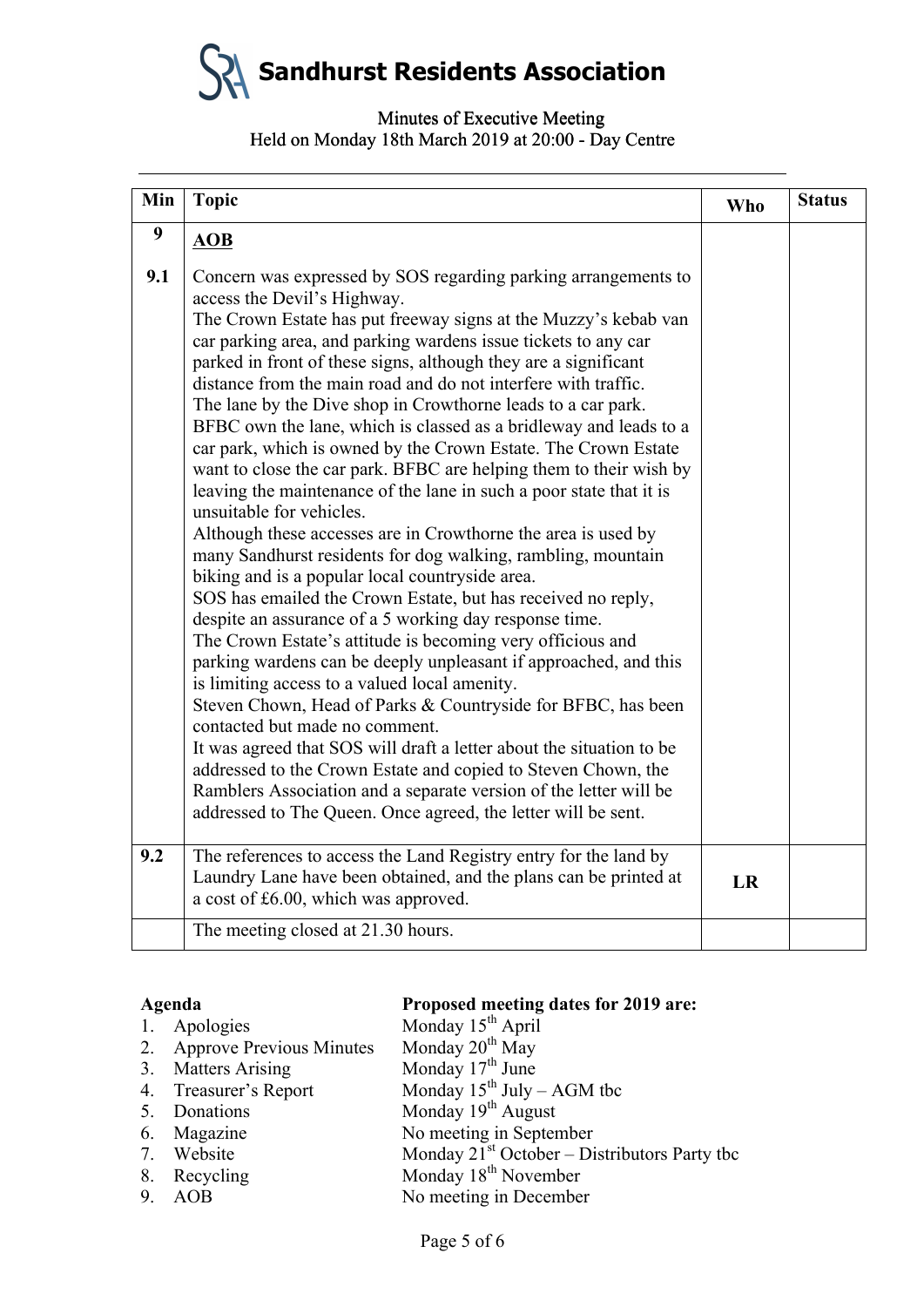# Sandhurst Residents Association

Minutes of Executive Meeting
Held on Monday 18th March 2019 at 20:00 - Day Centre

| Min | Topic | Who | Status |
|---|---|---|---|
| 9 | **AOB** | | |
| 9.1 | Concern was expressed by SOS regarding parking arrangements to access the Devil's Highway.<br>The Crown Estate has put freeway signs at the Muzzy's kebab van car parking area, and parking wardens issue tickets to any car parked in front of these signs, although they are a significant distance from the main road and do not interfere with traffic.<br>The lane by the Dive shop in Crowthorne leads to a car park. BFBC own the lane, which is classed as a bridleway and leads to a car park, which is owned by the Crown Estate. The Crown Estate want to close the car park. BFBC are helping them to their wish by leaving the maintenance of the lane in such a poor state that it is unsuitable for vehicles.<br>Although these accesses are in Crowthorne the area is used by many Sandhurst residents for dog walking, rambling, mountain biking and is a popular local countryside area.<br>SOS has emailed the Crown Estate, but has received no reply, despite an assurance of a 5 working day response time.<br>The Crown Estate's attitude is becoming very officious and parking wardens can be deeply unpleasant if approached, and this is limiting access to a valued local amenity.<br>Steven Chown, Head of Parks & Countryside for BFBC, has been contacted but made no comment.<br>It was agreed that SOS will draft a letter about the situation to be addressed to the Crown Estate and copied to Steven Chown, the Ramblers Association and a separate version of the letter will be addressed to The Queen. Once agreed, the letter will be sent. | | |
| 9.2 | The references to access the Land Registry entry for the land by Laundry Lane have been obtained, and the plans can be printed at a cost of £6.00, which was approved. | LR | |
| | The meeting closed at 21.30 hours. | | |

**Agenda**

1. Apologies
2. Approve Previous Minutes
3. Matters Arising
4. Treasurer's Report
5. Donations
6. Magazine
7. Website
8. Recycling
9. AOB

**Proposed meeting dates for 2019 are:**

Monday 15th April
Monday 20th May
Monday 17th June
Monday 15th July – AGM tbc
Monday 19th August
No meeting in September
Monday 21st October – Distributors Party tbc
Monday 18th November
No meeting in December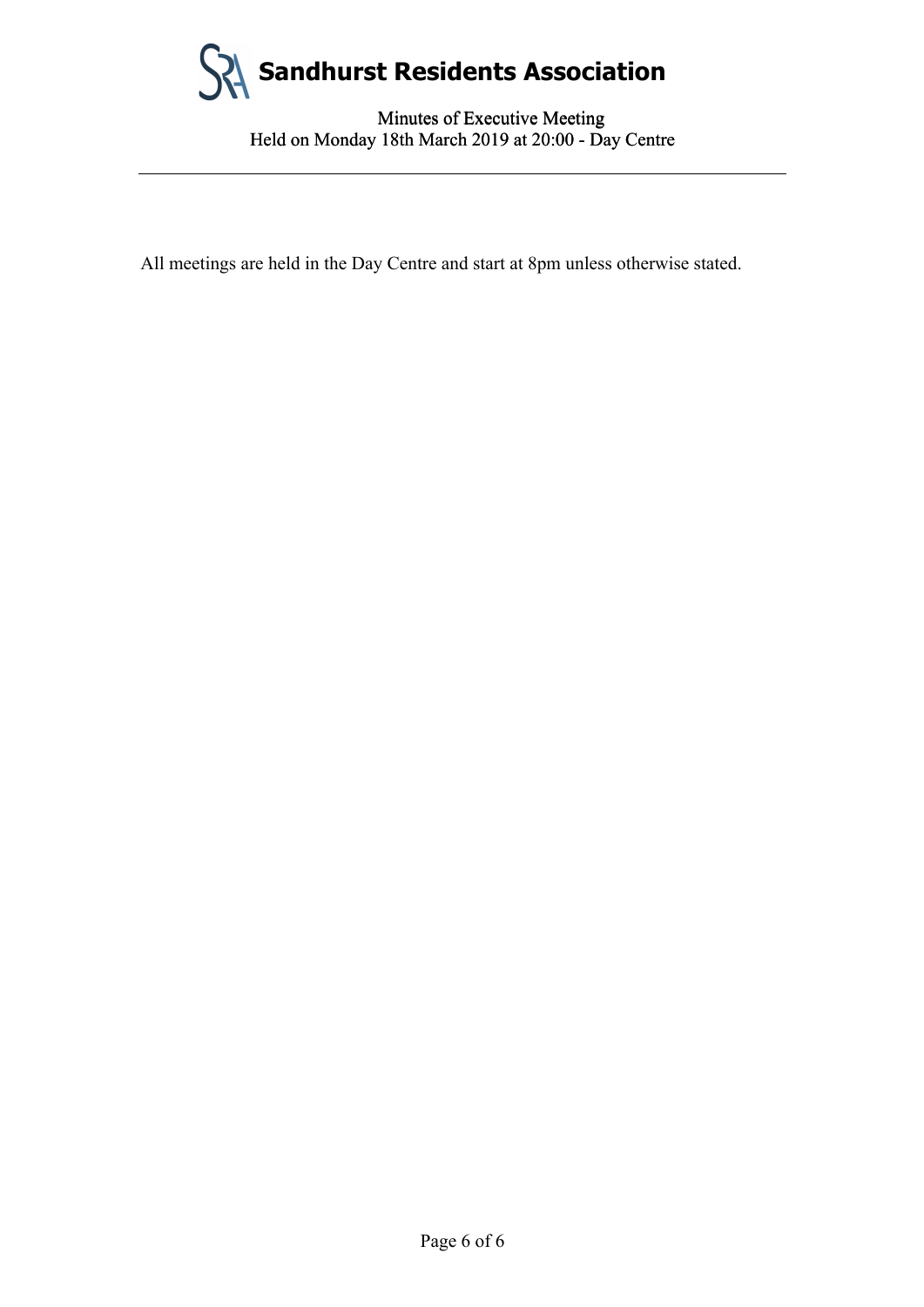All meetings are held in the Day Centre and start at 8pm unless otherwise stated.